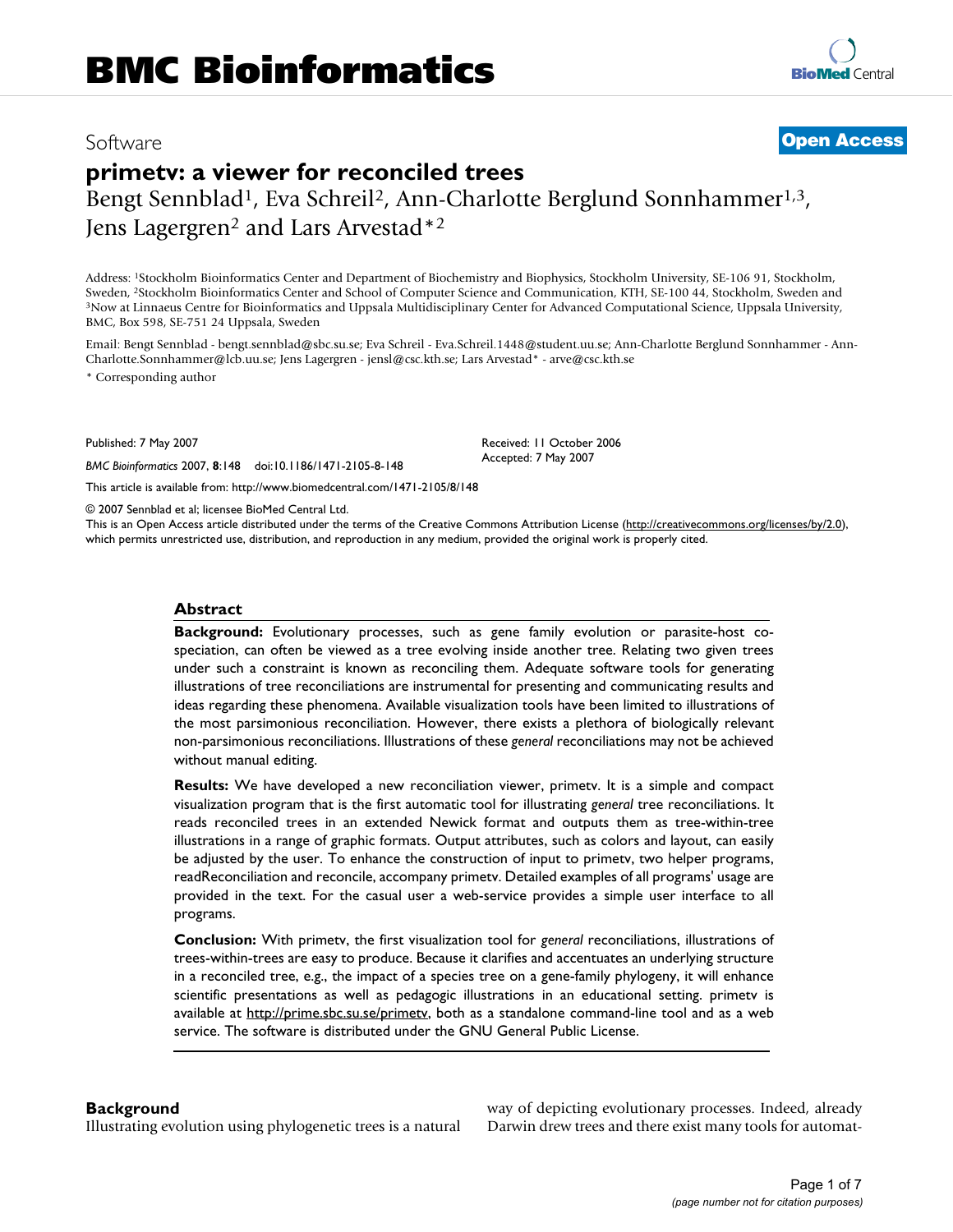# BMC Bioinformatics

Software

**Open Access**

# primetv: a viewer for reconciled trees

Bengt Sennblad[1], Eva Schreil[2], Ann-Charlotte Berglund Sonnhammer[1,3], Jens Lagergren[2] and Lars Arvestad*[2]

Address: [1]Stockholm Bioinformatics Center and Department of Biochemistry and Biophysics, Stockholm University, SE-106 91, Stockholm, Sweden, [2]Stockholm Bioinformatics Center and School of Computer Science and Communication, KTH, SE-100 44, Stockholm, Sweden and [3]Now at Linnaeus Centre for Bioinformatics and Uppsala Multidisciplinary Center for Advanced Computational Science, Uppsala University, BMC, Box 598, SE-751 24 Uppsala, Sweden

Email: Bengt Sennblad - bengt.sennblad@sbc.su.se; Eva Schreil - Eva.Schreil.1448@student.uu.se; Ann-Charlotte Berglund Sonnhammer - Ann-Charlotte.Sonnhammer@lcb.uu.se; Jens Lagergren - jensl@csc.kth.se; Lars Arvestad* - arve@csc.kth.se

* Corresponding author

Published: 7 May 2007

*BMC Bioinformatics* 2007, **8**:148 doi:10.1186/1471-2105-8-148

Received: 11 October 2006
Accepted: 7 May 2007

This article is available from: http://www.biomedcentral.com/1471-2105/8/148

© 2007 Sennblad et al; licensee BioMed Central Ltd.
This is an Open Access article distributed under the terms of the Creative Commons Attribution License (http://creativecommons.org/licenses/by/2.0), which permits unrestricted use, distribution, and reproduction in any medium, provided the original work is properly cited.

## Abstract

**Background:** Evolutionary processes, such as gene family evolution or parasite-host co-speciation, can often be viewed as a tree evolving inside another tree. Relating two given trees under such a constraint is known as reconciling them. Adequate software tools for generating illustrations of tree reconciliations are instrumental for presenting and communicating results and ideas regarding these phenomena. Available visualization tools have been limited to illustrations of the most parsimonious reconciliation. However, there exists a plethora of biologically relevant non-parsimonious reconciliations. Illustrations of these *general* reconciliations may not be achieved without manual editing.

**Results:** We have developed a new reconciliation viewer, primetv. It is a simple and compact visualization program that is the first automatic tool for illustrating *general* tree reconciliations. It reads reconciled trees in an extended Newick format and outputs them as tree-within-tree illustrations in a range of graphic formats. Output attributes, such as colors and layout, can easily be adjusted by the user. To enhance the construction of input to primetv, two helper programs, readReconciliation and reconcile, accompany primetv. Detailed examples of all programs' usage are provided in the text. For the casual user a web-service provides a simple user interface to all programs.

**Conclusion:** With primetv, the first visualization tool for *general* reconciliations, illustrations of trees-within-trees are easy to produce. Because it clarifies and accentuates an underlying structure in a reconciled tree, e.g., the impact of a species tree on a gene-family phylogeny, it will enhance scientific presentations as well as pedagogic illustrations in an educational setting. primetv is available at http://prime.sbc.su.se/primetv, both as a standalone command-line tool and as a web service. The software is distributed under the GNU General Public License.

## Background

Illustrating evolution using phylogenetic trees is a natural way of depicting evolutionary processes. Indeed, already Darwin drew trees and there exist many tools for automat-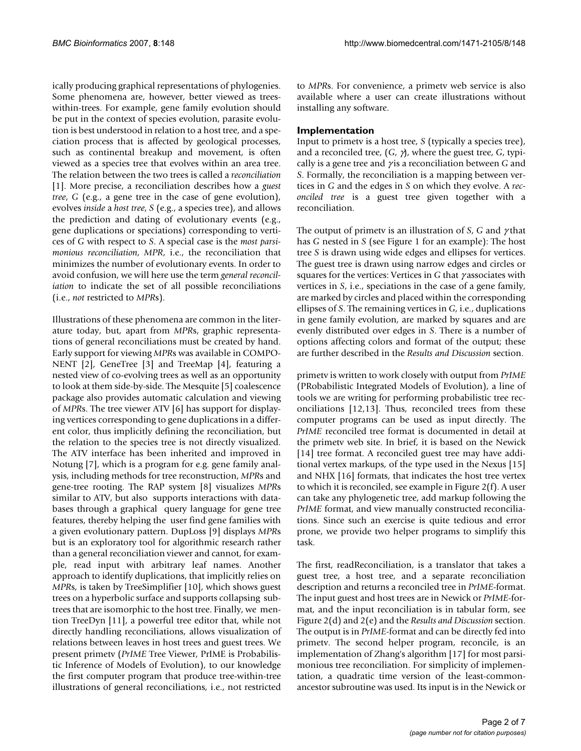ically producing graphical representations of phylogenies. Some phenomena are, however, better viewed as trees-within-trees. For example, gene family evolution should be put in the context of species evolution, parasite evolution is best understood in relation to a host tree, and a speciation process that is affected by geological processes, such as continental breakup and movement, is often viewed as a species tree that evolves within an area tree. The relation between the two trees is called a *reconciliation* [1]. More precise, a reconciliation describes how a *guest tree*, *G* (e.g., a gene tree in the case of gene evolution), evolves *inside* a *host tree*, *S* (e.g., a species tree), and allows the prediction and dating of evolutionary events (e.g., gene duplications or speciations) corresponding to vertices of *G* with respect to *S*. A special case is the *most parsimonious reconciliation*, *MPR*, i.e., the reconciliation that minimizes the number of evolutionary events. In order to avoid confusion, we will here use the term *general reconciliation* to indicate the set of all possible reconciliations (i.e., *not* restricted to *MPR*s).

Illustrations of these phenomena are common in the literature today, but, apart from *MPR*s, graphic representations of general reconciliations must be created by hand. Early support for viewing *MPR*s was available in COMPONENT [2], GeneTree [3] and TreeMap [4], featuring a nested view of co-evolving trees as well as an opportunity to look at them side-by-side. The Mesquite [5] coalescence package also provides automatic calculation and viewing of *MPR*s. The tree viewer ATV [6] has support for displaying vertices corresponding to gene duplications in a different color, thus implicitly defining the reconciliation, but the relation to the species tree is not directly visualized. The ATV interface has been inherited and improved in Notung [7], which is a program for e.g. gene family analysis, including methods for tree reconstruction, *MPR*s and gene-tree rooting. The RAP system [8] visualizes *MPR*s similar to ATV, but also supports interactions with databases through a graphical query language for gene tree features, thereby helping the user find gene families with a given evolutionary pattern. DupLoss [9] displays *MPR*s but is an exploratory tool for algorithmic research rather than a general reconciliation viewer and cannot, for example, read input with arbitrary leaf names. Another approach to identify duplications, that implicitly relies on *MPR*s, is taken by TreeSimplifier [10], which shows guest trees on a hyperbolic surface and supports collapsing subtrees that are isomorphic to the host tree. Finally, we mention TreeDyn [11], a powerful tree editor that, while not directly handling reconciliations, allows visualization of relations between leaves in host trees and guest trees. We present primetv (*PrIME* Tree Viewer, PrIME is Probabilistic Inference of Models of Evolution), to our knowledge the first computer program that produce tree-within-tree illustrations of general reconciliations, i.e., not restricted to *MPR*s. For convenience, a primetv web service is also available where a user can create illustrations without installing any software.

## Implementation

Input to primetv is a host tree, *S* (typically a species tree), and a reconciled tree, $(G, \gamma)$, where the guest tree, *G*, typically is a gene tree and $\gamma$ is a reconciliation between *G* and *S*. Formally, the reconciliation is a mapping between vertices in *G* and the edges in *S* on which they evolve. A *reconciled tree* is a guest tree given together with a reconciliation.

The output of primetv is an illustration of *S*, *G* and $\gamma$ that has *G* nested in *S* (see Figure 1 for an example): The host tree *S* is drawn using wide edges and ellipses for vertices. The guest tree is drawn using narrow edges and circles or squares for the vertices: Vertices in *G* that $\gamma$ associates with vertices in *S*, i.e., speciations in the case of a gene family, are marked by circles and placed within the corresponding ellipses of *S*. The remaining vertices in *G*, i.e., duplications in gene family evolution, are marked by squares and are evenly distributed over edges in *S*. There is a number of options affecting colors and format of the output; these are further described in the *Results and Discussion* section.

primetv is written to work closely with output from *PrIME* (PRobabilistic Integrated Models of Evolution), a line of tools we are writing for performing probabilistic tree reconciliations [12,13]. Thus, reconciled trees from these computer programs can be used as input directly. The *PrIME* reconciled tree format is documented in detail at the primetv web site. In brief, it is based on the Newick [14] tree format. A reconciled guest tree may have additional vertex markups, of the type used in the Nexus [15] and NHX [16] formats, that indicates the host tree vertex to which it is reconciled, see example in Figure 2(f). A user can take any phylogenetic tree, add markup following the *PrIME* format, and view manually constructed reconciliations. Since such an exercise is quite tedious and error prone, we provide two helper programs to simplify this task.

The first, readReconciliation, is a translator that takes a guest tree, a host tree, and a separate reconciliation description and returns a reconciled tree in *PrIME*-format. The input guest and host trees are in Newick or *PrIME*-format, and the input reconciliation is in tabular form, see Figure 2(d) and 2(e) and the *Results and Discussion* section. The output is in *PrIME*-format and can be directly fed into primetv. The second helper program, reconcile, is an implementation of Zhang's algorithm [17] for most parsimonious tree reconciliation. For simplicity of implementation, a quadratic time version of the least-common-ancestor subroutine was used. Its input is in the Newick or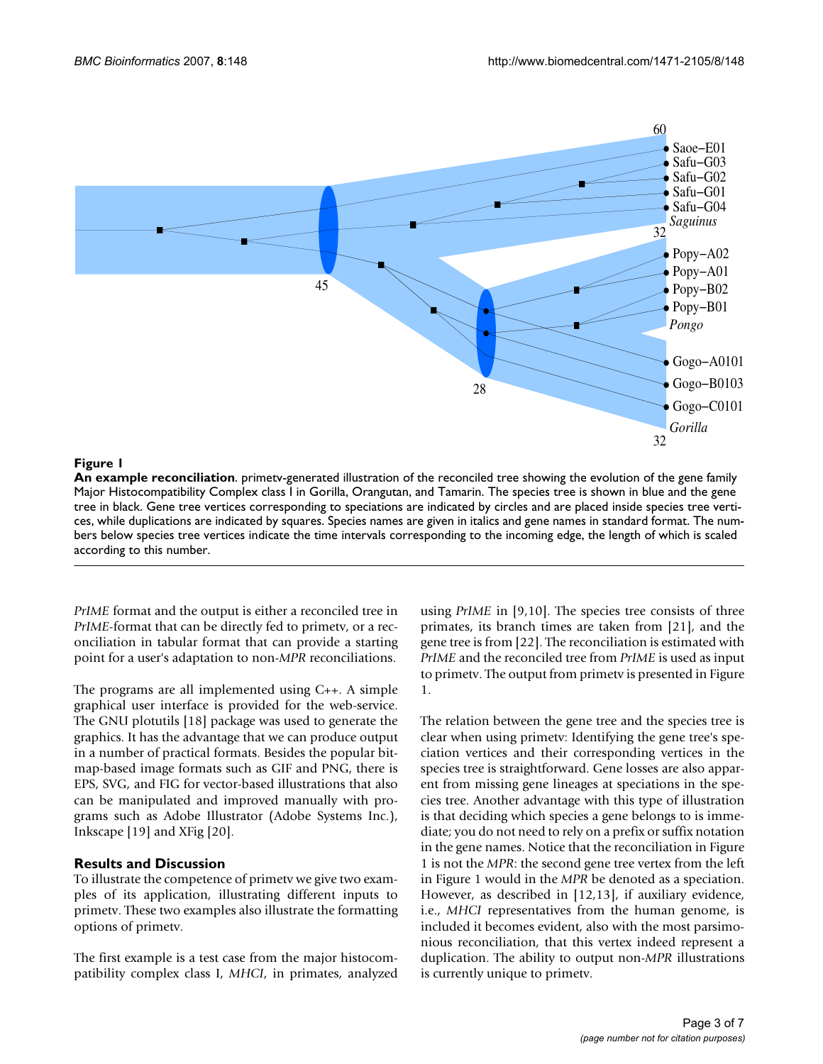**Figure 1**

**An example reconciliation**. primetv-generated illustration of the reconciled tree showing the evolution of the gene family Major Histocompatibility Complex class I in Gorilla, Orangutan, and Tamarin. The species tree is shown in blue and the gene tree in black. Gene tree vertices corresponding to speciations are indicated by circles and are placed inside species tree vertices, while duplications are indicated by squares. Species names are given in italics and gene names in standard format. The numbers below species tree vertices indicate the time intervals corresponding to the incoming edge, the length of which is scaled according to this number.

*PrIME* format and the output is either a reconciled tree in *PrIME*-format that can be directly fed to primetv, or a reconciliation in tabular format that can provide a starting point for a user's adaptation to non-*MPR* reconciliations.

The programs are all implemented using C++. A simple graphical user interface is provided for the web-service. The GNU plotutils [18] package was used to generate the graphics. It has the advantage that we can produce output in a number of practical formats. Besides the popular bitmap-based image formats such as GIF and PNG, there is EPS, SVG, and FIG for vector-based illustrations that also can be manipulated and improved manually with programs such as Adobe Illustrator (Adobe Systems Inc.), Inkscape [19] and XFig [20].

## Results and Discussion

To illustrate the competence of primetv we give two examples of its application, illustrating different inputs to primetv. These two examples also illustrate the formatting options of primetv.

The first example is a test case from the major histocompatibility complex class I, *MHCI*, in primates, analyzed using *PrIME* in [9,10]. The species tree consists of three primates, its branch times are taken from [21], and the gene tree is from [22]. The reconciliation is estimated with *PrIME* and the reconciled tree from *PrIME* is used as input to primetv. The output from primetv is presented in Figure 1.

The relation between the gene tree and the species tree is clear when using primetv: Identifying the gene tree's speciation vertices and their corresponding vertices in the species tree is straightforward. Gene losses are also apparent from missing gene lineages at speciations in the species tree. Another advantage with this type of illustration is that deciding which species a gene belongs to is immediate; you do not need to rely on a prefix or suffix notation in the gene names. Notice that the reconciliation in Figure 1 is not the *MPR*: the second gene tree vertex from the left in Figure 1 would in the *MPR* be denoted as a speciation. However, as described in [12,13], if auxiliary evidence, i.e., *MHCI* representatives from the human genome, is included it becomes evident, also with the most parsimonious reconciliation, that this vertex indeed represent a duplication. The ability to output non-*MPR* illustrations is currently unique to primetv.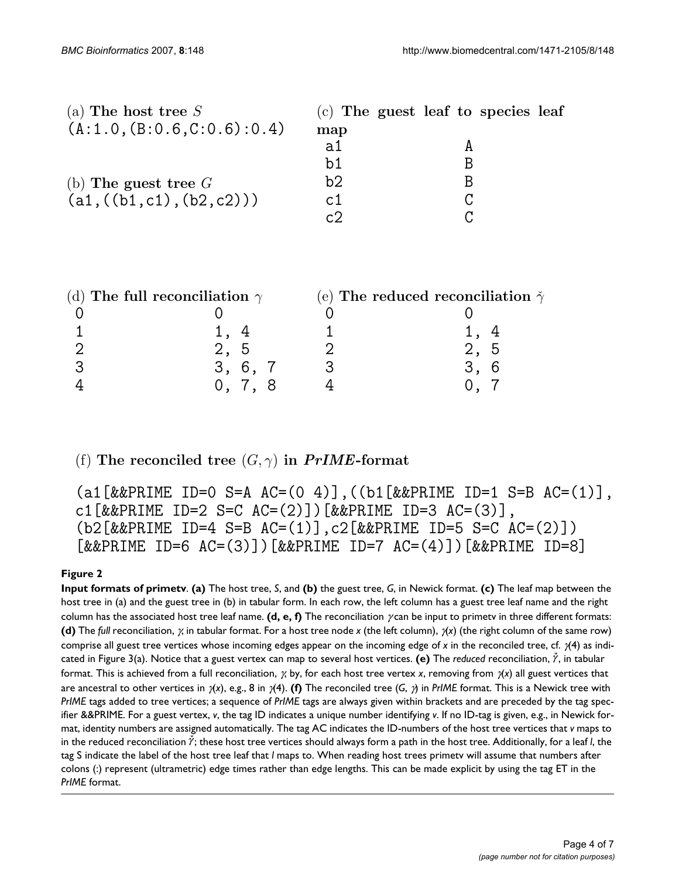(a) **The host tree** $S$

```
(A:1.0,(B:0.6,C:0.6):0.4)
```

(b) **The guest tree** $G$

```
(a1,((b1,c1),(b2,c2)))
```

(c) **The guest leaf to species leaf map**

| | |
|---|---|
| a1 | A |
| b1 | B |
| b2 | B |
| c1 | C |
| c2 | C |

(d) **The full reconciliation** $\gamma$

| | |
|---|---|
| 0 | 0 |
| 1 | 1, 4 |
| 2 | 2, 5 |
| 3 | 3, 6, 7 |
| 4 | 0, 7, 8 |

(e) **The reduced reconciliation** $\check{\gamma}$

| | |
|---|---|
| 0 | 0 |
| 1 | 1, 4 |
| 2 | 2, 5 |
| 3 | 3, 6 |
| 4 | 0, 7 |

(f) **The reconciled tree** $(G, \gamma)$ **in *PrIME*-format**

```
(a1[&&PRIME ID=0 S=A AC=(0 4)],((b1[&&PRIME ID=1 S=B AC=(1)],
c1[&&PRIME ID=2 S=C AC=(2)])[&&PRIME ID=3 AC=(3)],
(b2[&&PRIME ID=4 S=B AC=(1)],c2[&&PRIME ID=5 S=C AC=(2)])
[&&PRIME ID=6 AC=(3)])[&&PRIME ID=7 AC=(4)])[&&PRIME ID=8]
```

**Figure 2**

**Input formats of primetv**. **(a)** The host tree, $S$, and **(b)** the guest tree, $G$, in Newick format. **(c)** The leaf map between the host tree in (a) and the guest tree in (b) in tabular form. In each row, the left column has a guest tree leaf name and the right column has the associated host tree leaf name. **(d, e, f)** The reconciliation $\gamma$ can be input to primetv in three different formats: **(d)** The *full* reconciliation, $\gamma$, in tabular format. For a host tree node $x$ (the left column), $\gamma(x)$ (the right column of the same row) comprise all guest tree vertices whose incoming edges appear on the incoming edge of $x$ in the reconciled tree, cf. $\gamma(4)$ as indicated in Figure 3(a). Notice that a guest vertex can map to several host vertices. **(e)** The *reduced* reconciliation, $\check{\gamma}$, in tabular format. This is achieved from a full reconciliation, $\gamma$, by, for each host tree vertex $x$, removing from $\gamma(x)$ all guest vertices that are ancestral to other vertices in $\gamma(x)$, e.g., 8 in $\gamma(4)$. **(f)** The reconciled tree $(G, \gamma)$ in *PrIME* format. This is a Newick tree with *PrIME* tags added to tree vertices; a sequence of *PrIME* tags are always given within brackets and are preceded by the tag specifier &&PRIME. For a guest vertex, $v$, the tag ID indicates a unique number identifying $v$. If no ID-tag is given, e.g., in Newick format, identity numbers are assigned automatically. The tag AC indicates the ID-numbers of the host tree vertices that $v$ maps to in the reduced reconciliation $\check{\gamma}$; these host tree vertices should always form a path in the host tree. Additionally, for a leaf $l$, the tag S indicate the label of the host tree leaf that $l$ maps to. When reading host trees primetv will assume that numbers after colons (:) represent (ultrametric) edge times rather than edge lengths. This can be made explicit by using the tag ET in the *PrIME* format.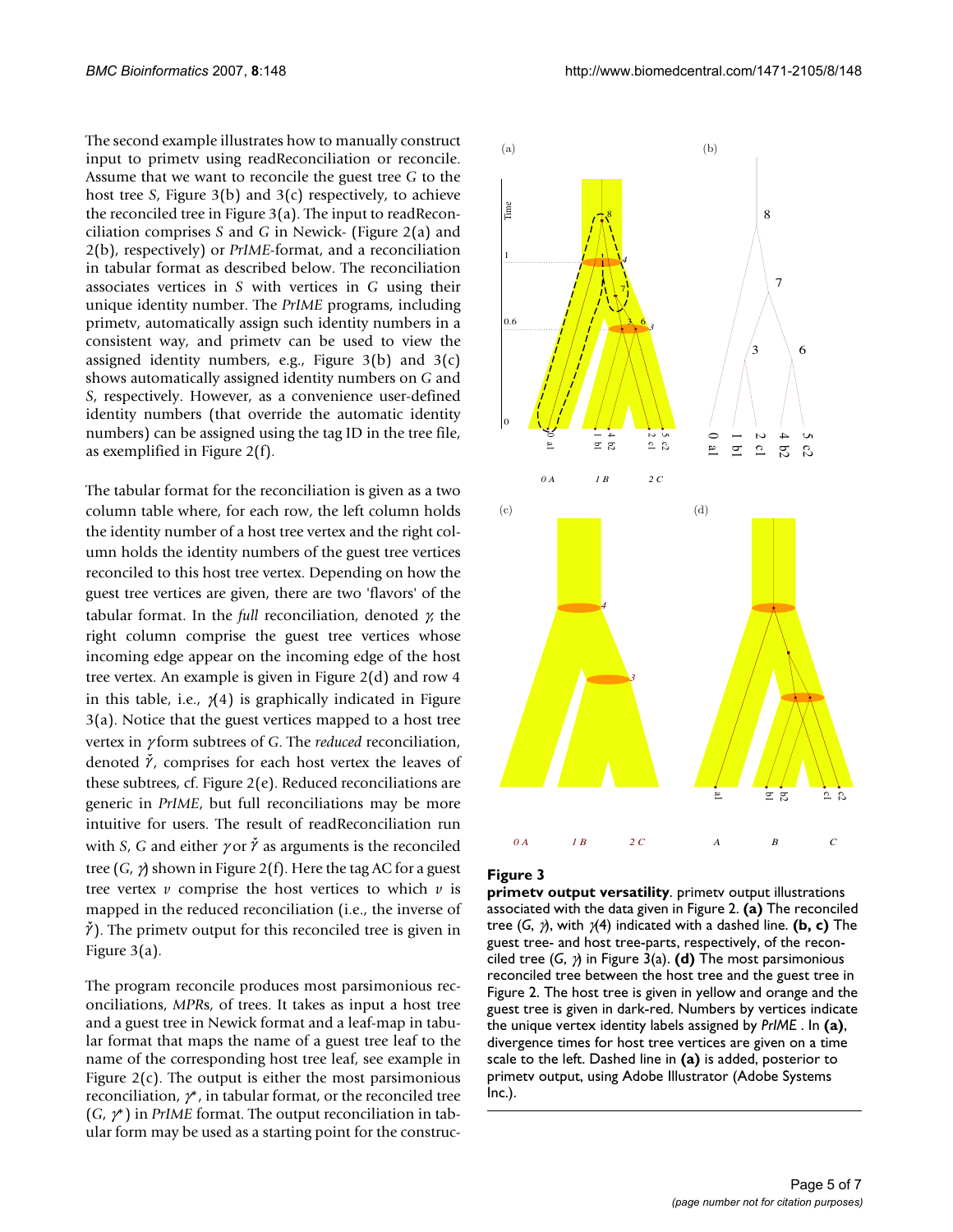The second example illustrates how to manually construct input to primetv using readReconciliation or reconcile. Assume that we want to reconcile the guest tree $G$ to the host tree $S$, Figure 3(b) and 3(c) respectively, to achieve the reconciled tree in Figure 3(a). The input to readReconciliation comprises $S$ and $G$ in Newick- (Figure 2(a) and 2(b), respectively) or *PrIME*-format, and a reconciliation in tabular format as described below. The reconciliation associates vertices in $S$ with vertices in $G$ using their unique identity number. The *PrIME* programs, including primetv, automatically assign such identity numbers in a consistent way, and primetv can be used to view the assigned identity numbers, e.g., Figure 3(b) and 3(c) shows automatically assigned identity numbers on $G$ and $S$, respectively. However, as a convenience user-defined identity numbers (that override the automatic identity numbers) can be assigned using the tag ID in the tree file, as exemplified in Figure 2(f).

The tabular format for the reconciliation is given as a two column table where, for each row, the left column holds the identity number of a host tree vertex and the right column holds the identity numbers of the guest tree vertices reconciled to this host tree vertex. Depending on how the guest tree vertices are given, there are two 'flavors' of the tabular format. In the *full* reconciliation, denoted $\gamma$, the right column comprise the guest tree vertices whose incoming edge appear on the incoming edge of the host tree vertex. An example is given in Figure 2(d) and row 4 in this table, i.e., $\gamma(4)$ is graphically indicated in Figure 3(a). Notice that the guest vertices mapped to a host tree vertex in $\gamma$ form subtrees of $G$. The *reduced* reconciliation, denoted $\check{\gamma}$, comprises for each host vertex the leaves of these subtrees, cf. Figure 2(e). Reduced reconciliations are generic in *PrIME*, but full reconciliations may be more intuitive for users. The result of readReconciliation run with $S$, $G$ and either $\gamma$ or $\check{\gamma}$ as arguments is the reconciled tree $(G, \gamma)$ shown in Figure 2(f). Here the tag AC for a guest tree vertex $v$ comprise the host vertices to which $v$ is mapped in the reduced reconciliation (i.e., the inverse of $\check{\gamma}$). The primetv output for this reconciled tree is given in Figure 3(a).

The program reconcile produces most parsimonious reconciliations, *MPR*s, of trees. It takes as input a host tree and a guest tree in Newick format and a leaf-map in tabular format that maps the name of a guest tree leaf to the name of the corresponding host tree leaf, see example in Figure 2(c). The output is either the most parsimonious reconciliation, $\gamma^*$, in tabular format, or the reconciled tree $(G, \gamma^*)$ in *PrIME* format. The output reconciliation in tabular form may be used as a starting point for the construc-

**Figure 3**

**primetv output versatility**. primetv output illustrations associated with the data given in Figure 2. **(a)** The reconciled tree $(G, \gamma)$, with $\gamma(4)$ indicated with a dashed line. **(b, c)** The guest tree- and host tree-parts, respectively, of the reconciled tree $(G, \gamma)$ in Figure 3(a). **(d)** The most parsimonious reconciled tree between the host tree and the guest tree in Figure 2. The host tree is given in yellow and orange and the guest tree is given in dark-red. Numbers by vertices indicate the unique vertex identity labels assigned by *PrIME* . In **(a)**, divergence times for host tree vertices are given on a time scale to the left. Dashed line in **(a)** is added, posterior to primetv output, using Adobe Illustrator (Adobe Systems Inc.).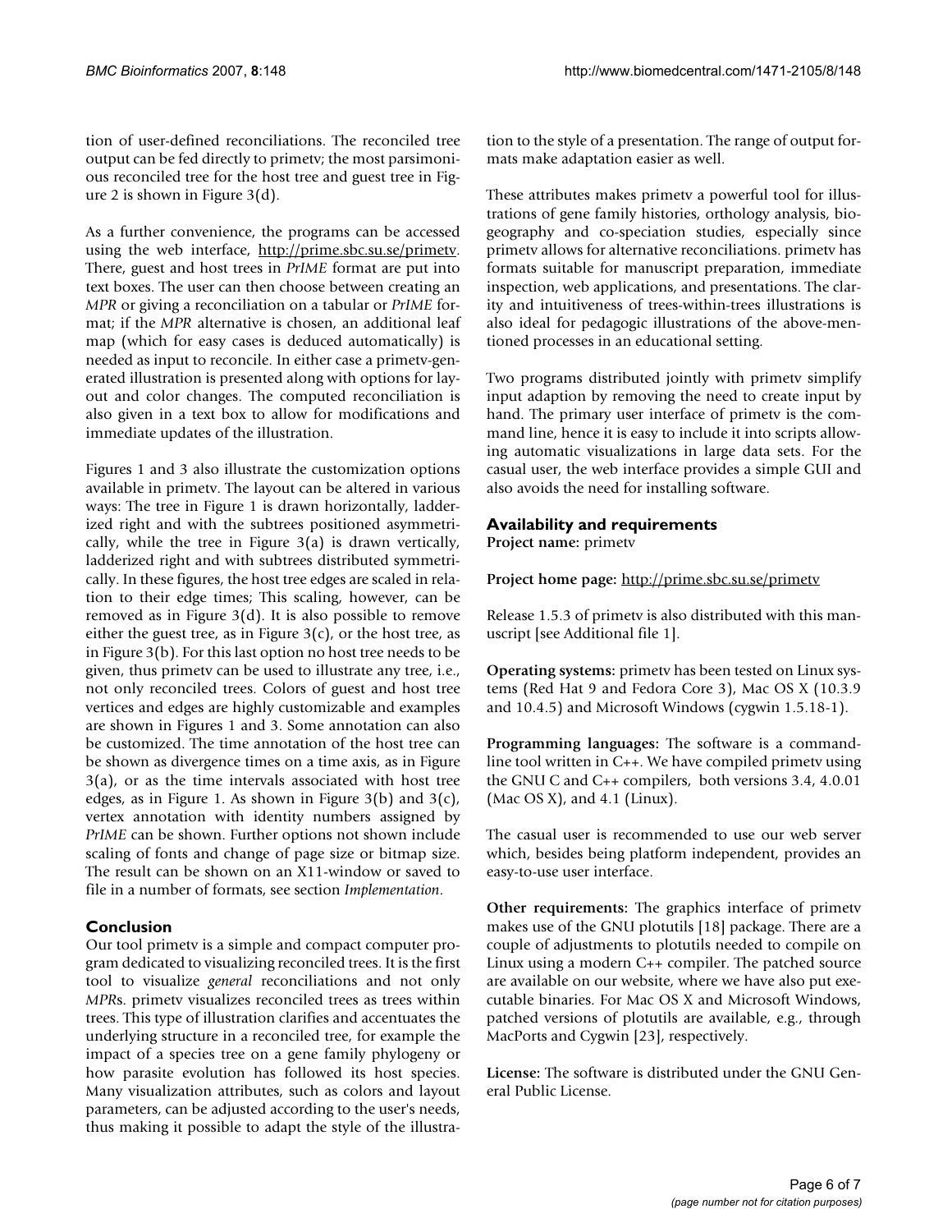tion of user-defined reconciliations. The reconciled tree output can be fed directly to primetv; the most parsimonious reconciled tree for the host tree and guest tree in Figure 2 is shown in Figure 3(d).

As a further convenience, the programs can be accessed using the web interface, http://prime.sbc.su.se/primetv. There, guest and host trees in *PrIME* format are put into text boxes. The user can then choose between creating an *MPR* or giving a reconciliation on a tabular or *PrIME* format; if the *MPR* alternative is chosen, an additional leaf map (which for easy cases is deduced automatically) is needed as input to reconcile. In either case a primetv-generated illustration is presented along with options for layout and color changes. The computed reconciliation is also given in a text box to allow for modifications and immediate updates of the illustration.

Figures 1 and 3 also illustrate the customization options available in primetv. The layout can be altered in various ways: The tree in Figure 1 is drawn horizontally, ladderized right and with the subtrees positioned asymmetrically, while the tree in Figure 3(a) is drawn vertically, ladderized right and with subtrees distributed symmetrically. In these figures, the host tree edges are scaled in relation to their edge times; This scaling, however, can be removed as in Figure 3(d). It is also possible to remove either the guest tree, as in Figure 3(c), or the host tree, as in Figure 3(b). For this last option no host tree needs to be given, thus primetv can be used to illustrate any tree, i.e., not only reconciled trees. Colors of guest and host tree vertices and edges are highly customizable and examples are shown in Figures 1 and 3. Some annotation can also be customized. The time annotation of the host tree can be shown as divergence times on a time axis, as in Figure 3(a), or as the time intervals associated with host tree edges, as in Figure 1. As shown in Figure 3(b) and 3(c), vertex annotation with identity numbers assigned by *PrIME* can be shown. Further options not shown include scaling of fonts and change of page size or bitmap size. The result can be shown on an X11-window or saved to file in a number of formats, see section *Implementation*.

## Conclusion

Our tool primetv is a simple and compact computer program dedicated to visualizing reconciled trees. It is the first tool to visualize *general* reconciliations and not only *MPR*s. primetv visualizes reconciled trees as trees within trees. This type of illustration clarifies and accentuates the underlying structure in a reconciled tree, for example the impact of a species tree on a gene family phylogeny or how parasite evolution has followed its host species. Many visualization attributes, such as colors and layout parameters, can be adjusted according to the user's needs, thus making it possible to adapt the style of the illustration to the style of a presentation. The range of output formats make adaptation easier as well.

These attributes makes primetv a powerful tool for illustrations of gene family histories, orthology analysis, biogeography and co-speciation studies, especially since primetv allows for alternative reconciliations. primetv has formats suitable for manuscript preparation, immediate inspection, web applications, and presentations. The clarity and intuitiveness of trees-within-trees illustrations is also ideal for pedagogic illustrations of the above-mentioned processes in an educational setting.

Two programs distributed jointly with primetv simplify input adaption by removing the need to create input by hand. The primary user interface of primetv is the command line, hence it is easy to include it into scripts allowing automatic visualizations in large data sets. For the casual user, the web interface provides a simple GUI and also avoids the need for installing software.

## Availability and requirements

**Project name:** primetv

**Project home page:** http://prime.sbc.su.se/primetv

Release 1.5.3 of primetv is also distributed with this manuscript [see Additional file 1].

**Operating systems:** primetv has been tested on Linux systems (Red Hat 9 and Fedora Core 3), Mac OS X (10.3.9 and 10.4.5) and Microsoft Windows (cygwin 1.5.18-1).

**Programming languages:** The software is a command-line tool written in C++. We have compiled primetv using the GNU C and C++ compilers, both versions 3.4, 4.0.01 (Mac OS X), and 4.1 (Linux).

The casual user is recommended to use our web server which, besides being platform independent, provides an easy-to-use user interface.

**Other requirements:** The graphics interface of primetv makes use of the GNU plotutils [18] package. There are a couple of adjustments to plotutils needed to compile on Linux using a modern C++ compiler. The patched source are available on our website, where we have also put executable binaries. For Mac OS X and Microsoft Windows, patched versions of plotutils are available, e.g., through MacPorts and Cygwin [23], respectively.

**License:** The software is distributed under the GNU General Public License.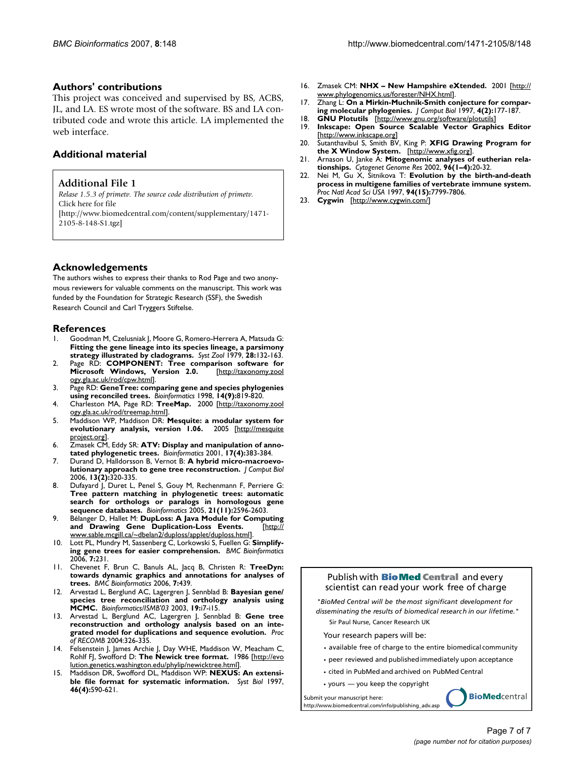## Authors' contributions

This project was conceived and supervised by BS, ACBS, JL, and LA. ES wrote most of the software. BS and LA contributed code and wrote this article. LA implemented the web interface.

## Additional material

### Additional File 1

*Relase 1.5.3 of primetv. The source code distribution of primetv.*
Click here for file
[http://www.biomedcentral.com/content/supplementary/1471-2105-8-148-S1.tgz]

## Acknowledgements

The authors wishes to express their thanks to Rod Page and two anonymous reviewers for valuable comments on the manuscript. This work was funded by the Foundation for Strategic Research (SSF), the Swedish Research Council and Carl Tryggers Stiftelse.

## References

1. Goodman M, Czelusniak J, Moore G, Romero-Herrera A, Matsuda G: **Fitting the gene lineage into its species lineage, a parsimony strategy illustrated by cladograms.** *Syst Zool* 1979, **28:**132-163.
2. Page RD: **COMPONENT: Tree comparison software for Microsoft Windows, Version 2.0.** [http://taxonomy.zoology.gla.ac.uk/rod/cpw.html].
3. Page RD: **GeneTree: comparing gene and species phylogenies using reconciled trees.** *Bioinformatics* 1998, **14(9):**819-820.
4. Charleston MA, Page RD: **TreeMap.** 2000 [http://taxonomy.zoology.gla.ac.uk/rod/treemap.html].
5. Maddison WP, Maddison DR: **Mesquite: a modular system for evolutionary analysis, version 1.06.** 2005 [http://mesquiteproject.org].
6. Zmasek CM, Eddy SR: **ATV: Display and manipulation of annotated phylogenetic trees.** *Bioinformatics* 2001, **17(4):**383-384.
7. Durand D, Halldorsson B, Vernot B: **A hybrid micro-macroevolutionary approach to gene tree reconstruction.** *J Comput Biol* 2006, **13(2):**320-335.
8. Dufayard J, Duret L, Penel S, Gouy M, Rechenmann F, Perriere G: **Tree pattern matching in phylogenetic trees: automatic search for orthologs or paralogs in homologous gene sequence databases.** *Bioinformatics* 2005, **21(11):**2596-2603.
9. Bélanger D, Hallet M: **DupLoss: A Java Module for Computing and Drawing Gene Duplication-Loss Events.** [http://www.sable.mcgill.ca/~dbelan2/duploss/applet/duploss.html].
10. Lott PL, Mundry M, Sassenberg C, Lorkowski S, Fuellen G: **Simplifying gene trees for easier comprehension.** *BMC Bioinformatics* 2006, **7:**231.
11. Chevenet F, Brun C, Banuls AL, Jacq B, Christen R: **TreeDyn: towards dynamic graphics and annotations for analyses of trees.** *BMC Bioinformatics* 2006, **7:**439.
12. Arvestad L, Berglund AC, Lagergren J, Sennblad B: **Bayesian gene/species tree reconciliation and orthology analysis using MCMC.** *Bioinformatics/ISMB'03* 2003, **19:**i7-i15.
13. Arvestad L, Berglund AC, Lagergren J, Sennblad B: **Gene tree reconstruction and orthology analysis based on an integrated model for duplications and sequence evolution.** *Proc of RECOMB* 2004:326-335.
14. Felsenstein J, James Archie J, Day WHE, Maddison W, Meacham C, Rohlf FJ, Swofford D: **The Newick tree format.** 1986 [http://evolution.genetics.washington.edu/phylip/newicktree.html].
15. Maddison DR, Swofford DL, Maddison WP: **NEXUS: An extensible file format for systematic information.** *Syst Biol* 1997, **46(4):**590-621.
16. Zmasek CM: **NHX – New Hampshire eXtended.** 2001 [http://www.phylogenomics.us/forester/NHX.html].
17. Zhang L: **On a Mirkin-Muchnik-Smith conjecture for comparing molecular phylogenies.** *J Comput Biol* 1997, **4(2):**177-187.
18. **GNU Plotutils** [http://www.gnu.org/software/plotutils]
19. **Inkscape: Open Source Scalable Vector Graphics Editor** [http://www.inkscape.org]
20. Sutanthavibul S, Smith BV, King P: **XFIG Drawing Program for the X Window System.** [http://www.xfig.org].
21. Arnason U, Janke A: **Mitogenomic analyses of eutherian relationships.** *Cytogenet Genome Res* 2002, **96(1–4):**20-32.
22. Nei M, Gu X, Sitnikova T: **Evolution by the birth-and-death process in multigene families of vertebrate immune system.** *Proc Natl Acad Sci USA* 1997, **94(15):**7799-7806.
23. **Cygwin** [http://www.cygwin.com/]

Publish with **BioMed Central** and every scientist can read your work free of charge

*"BioMed Central will be the most significant development for disseminating the results of biomedical research in our lifetime."*
Sir Paul Nurse, Cancer Research UK

Your research papers will be:

- available free of charge to the entire biomedical community
- peer reviewed and published immediately upon acceptance
- cited in PubMed and archived on PubMed Central
- yours — you keep the copyright

Submit your manuscript here:
http://www.biomedcentral.com/info/publishing_adv.asp

BioMedcentral